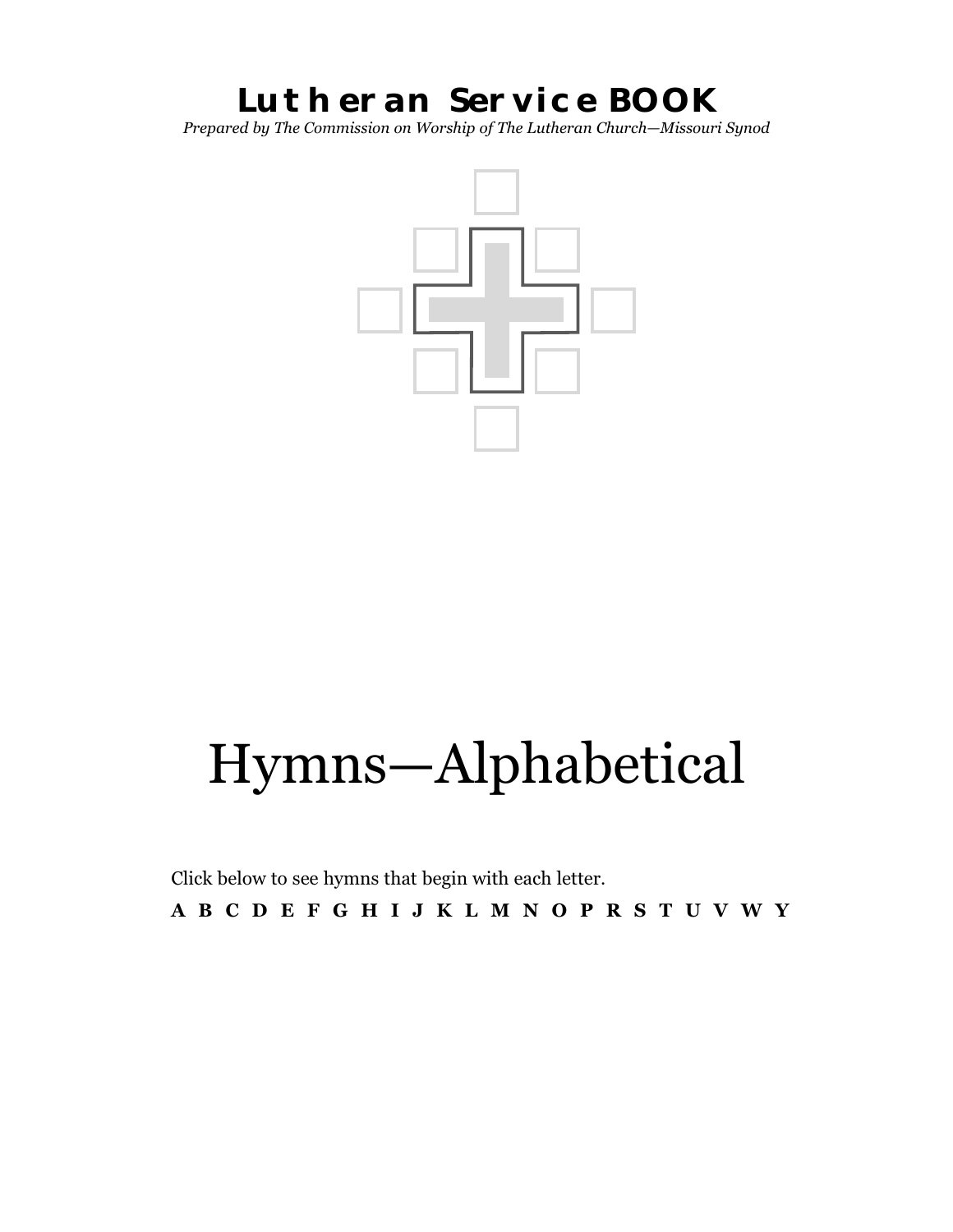# Lutheran Service BOOK

*Prepared by The Commission on Worship of The Lutheran Church—Missouri Synod*

# Hymns—Alphabetical

Click below to see hymns that begin with each letter.

**A B C D E F G H I J K L M N O P R S T U V W Y**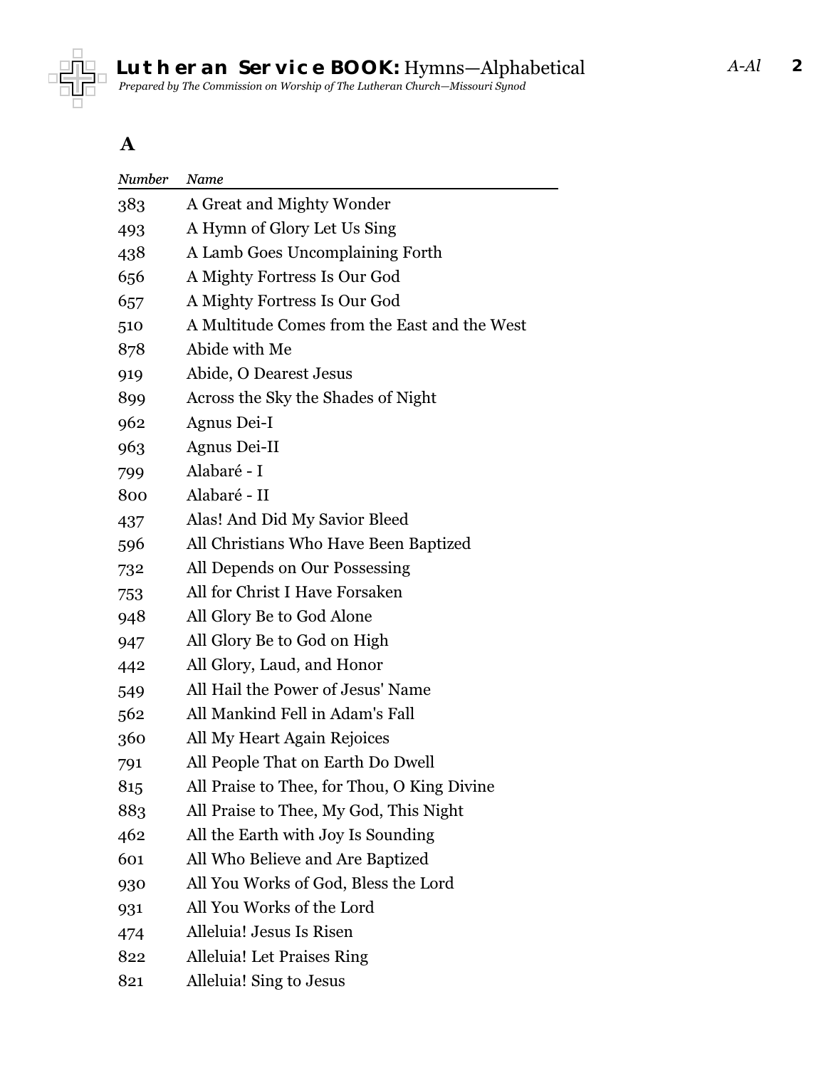## A

| Number | Name |
| --- | --- |
| 383 | A Great and Mighty Wonder |
| 493 | A Hymn of Glory Let Us Sing |
| 438 | A Lamb Goes Uncomplaining Forth |
| 656 | A Mighty Fortress Is Our God |
| 657 | A Mighty Fortress Is Our God |
| 510 | A Multitude Comes from the East and the West |
| 878 | Abide with Me |
| 919 | Abide, O Dearest Jesus |
| 899 | Across the Sky the Shades of Night |
| 962 | Agnus Dei-I |
| 963 | Agnus Dei-II |
| 799 | Alabaré - I |
| 800 | Alabaré - II |
| 437 | Alas! And Did My Savior Bleed |
| 596 | All Christians Who Have Been Baptized |
| 732 | All Depends on Our Possessing |
| 753 | All for Christ I Have Forsaken |
| 948 | All Glory Be to God Alone |
| 947 | All Glory Be to God on High |
| 442 | All Glory, Laud, and Honor |
| 549 | All Hail the Power of Jesus' Name |
| 562 | All Mankind Fell in Adam's Fall |
| 360 | All My Heart Again Rejoices |
| 791 | All People That on Earth Do Dwell |
| 815 | All Praise to Thee, for Thou, O King Divine |
| 883 | All Praise to Thee, My God, This Night |
| 462 | All the Earth with Joy Is Sounding |
| 601 | All Who Believe and Are Baptized |
| 930 | All You Works of God, Bless the Lord |
| 931 | All You Works of the Lord |
| 474 | Alleluia! Jesus Is Risen |
| 822 | Alleluia! Let Praises Ring |
| 821 | Alleluia! Sing to Jesus |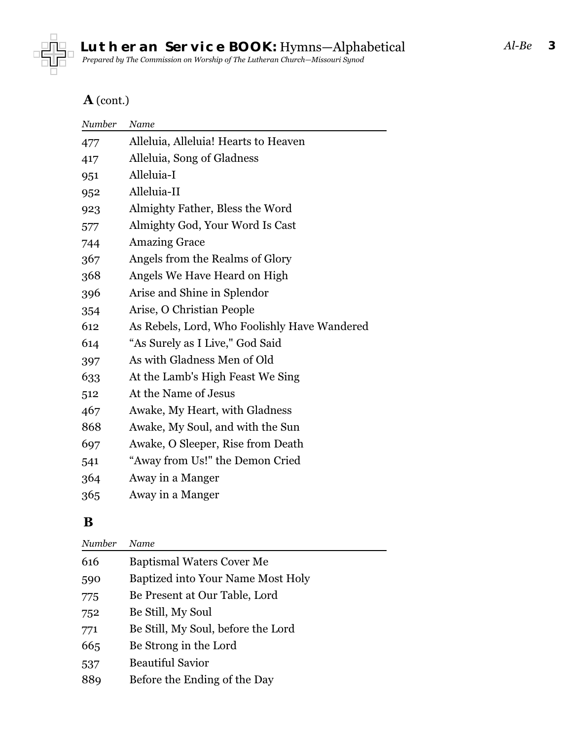## A (cont.)

| Number | Name |
|---|---|
| 477 | Alleluia, Alleluia! Hearts to Heaven |
| 417 | Alleluia, Song of Gladness |
| 951 | Alleluia-I |
| 952 | Alleluia-II |
| 923 | Almighty Father, Bless the Word |
| 577 | Almighty God, Your Word Is Cast |
| 744 | Amazing Grace |
| 367 | Angels from the Realms of Glory |
| 368 | Angels We Have Heard on High |
| 396 | Arise and Shine in Splendor |
| 354 | Arise, O Christian People |
| 612 | As Rebels, Lord, Who Foolishly Have Wandered |
| 614 | "As Surely as I Live," God Said |
| 397 | As with Gladness Men of Old |
| 633 | At the Lamb's High Feast We Sing |
| 512 | At the Name of Jesus |
| 467 | Awake, My Heart, with Gladness |
| 868 | Awake, My Soul, and with the Sun |
| 697 | Awake, O Sleeper, Rise from Death |
| 541 | "Away from Us!" the Demon Cried |
| 364 | Away in a Manger |
| 365 | Away in a Manger |

## B

| Number | Name |
|---|---|
| 616 | Baptismal Waters Cover Me |
| 590 | Baptized into Your Name Most Holy |
| 775 | Be Present at Our Table, Lord |
| 752 | Be Still, My Soul |
| 771 | Be Still, My Soul, before the Lord |
| 665 | Be Strong in the Lord |
| 537 | Beautiful Savior |
| 889 | Before the Ending of the Day |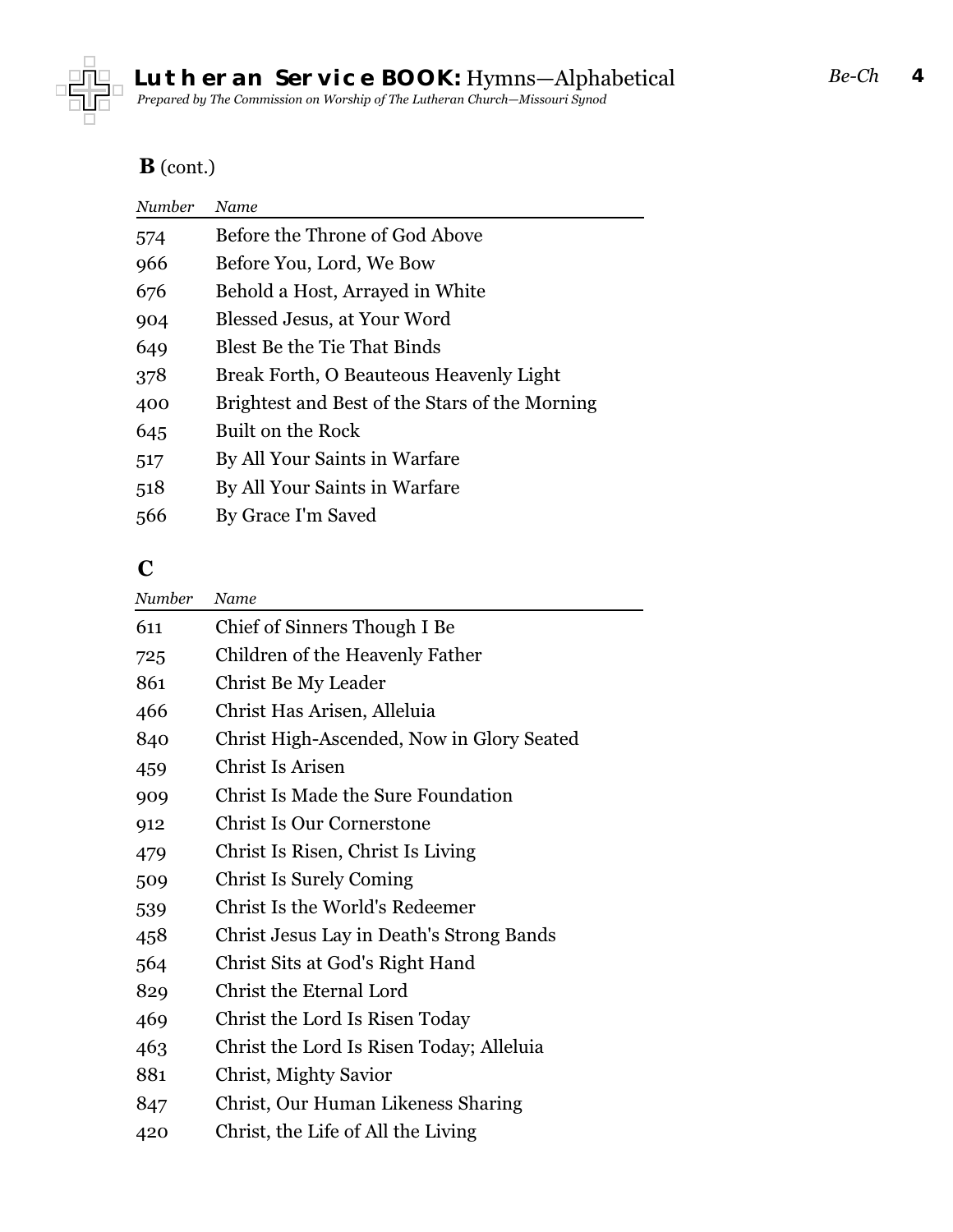## B (cont.)

| *Number* | *Name* |
| --- | --- |
| 574 | Before the Throne of God Above |
| 966 | Before You, Lord, We Bow |
| 676 | Behold a Host, Arrayed in White |
| 904 | Blessed Jesus, at Your Word |
| 649 | Blest Be the Tie That Binds |
| 378 | Break Forth, O Beauteous Heavenly Light |
| 400 | Brightest and Best of the Stars of the Morning |
| 645 | Built on the Rock |
| 517 | By All Your Saints in Warfare |
| 518 | By All Your Saints in Warfare |
| 566 | By Grace I'm Saved |

## C

| *Number* | *Name* |
| --- | --- |
| 611 | Chief of Sinners Though I Be |
| 725 | Children of the Heavenly Father |
| 861 | Christ Be My Leader |
| 466 | Christ Has Arisen, Alleluia |
| 840 | Christ High-Ascended, Now in Glory Seated |
| 459 | Christ Is Arisen |
| 909 | Christ Is Made the Sure Foundation |
| 912 | Christ Is Our Cornerstone |
| 479 | Christ Is Risen, Christ Is Living |
| 509 | Christ Is Surely Coming |
| 539 | Christ Is the World's Redeemer |
| 458 | Christ Jesus Lay in Death's Strong Bands |
| 564 | Christ Sits at God's Right Hand |
| 829 | Christ the Eternal Lord |
| 469 | Christ the Lord Is Risen Today |
| 463 | Christ the Lord Is Risen Today; Alleluia |
| 881 | Christ, Mighty Savior |
| 847 | Christ, Our Human Likeness Sharing |
| 420 | Christ, the Life of All the Living |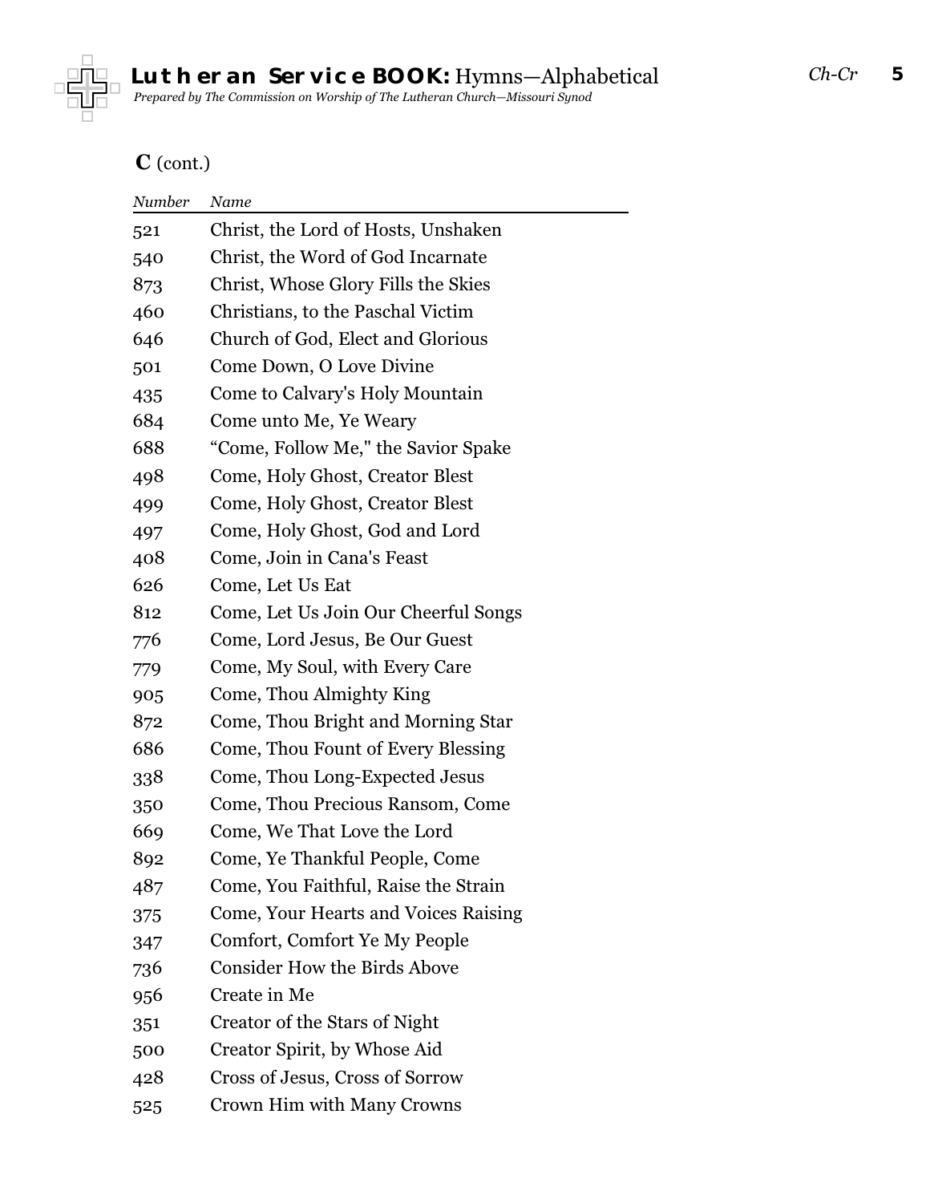## C (cont.)

| Number | Name |
|---|---|
| 521 | Christ, the Lord of Hosts, Unshaken |
| 540 | Christ, the Word of God Incarnate |
| 873 | Christ, Whose Glory Fills the Skies |
| 460 | Christians, to the Paschal Victim |
| 646 | Church of God, Elect and Glorious |
| 501 | Come Down, O Love Divine |
| 435 | Come to Calvary's Holy Mountain |
| 684 | Come unto Me, Ye Weary |
| 688 | “Come, Follow Me," the Savior Spake |
| 498 | Come, Holy Ghost, Creator Blest |
| 499 | Come, Holy Ghost, Creator Blest |
| 497 | Come, Holy Ghost, God and Lord |
| 408 | Come, Join in Cana's Feast |
| 626 | Come, Let Us Eat |
| 812 | Come, Let Us Join Our Cheerful Songs |
| 776 | Come, Lord Jesus, Be Our Guest |
| 779 | Come, My Soul, with Every Care |
| 905 | Come, Thou Almighty King |
| 872 | Come, Thou Bright and Morning Star |
| 686 | Come, Thou Fount of Every Blessing |
| 338 | Come, Thou Long-Expected Jesus |
| 350 | Come, Thou Precious Ransom, Come |
| 669 | Come, We That Love the Lord |
| 892 | Come, Ye Thankful People, Come |
| 487 | Come, You Faithful, Raise the Strain |
| 375 | Come, Your Hearts and Voices Raising |
| 347 | Comfort, Comfort Ye My People |
| 736 | Consider How the Birds Above |
| 956 | Create in Me |
| 351 | Creator of the Stars of Night |
| 500 | Creator Spirit, by Whose Aid |
| 428 | Cross of Jesus, Cross of Sorrow |
| 525 | Crown Him with Many Crowns |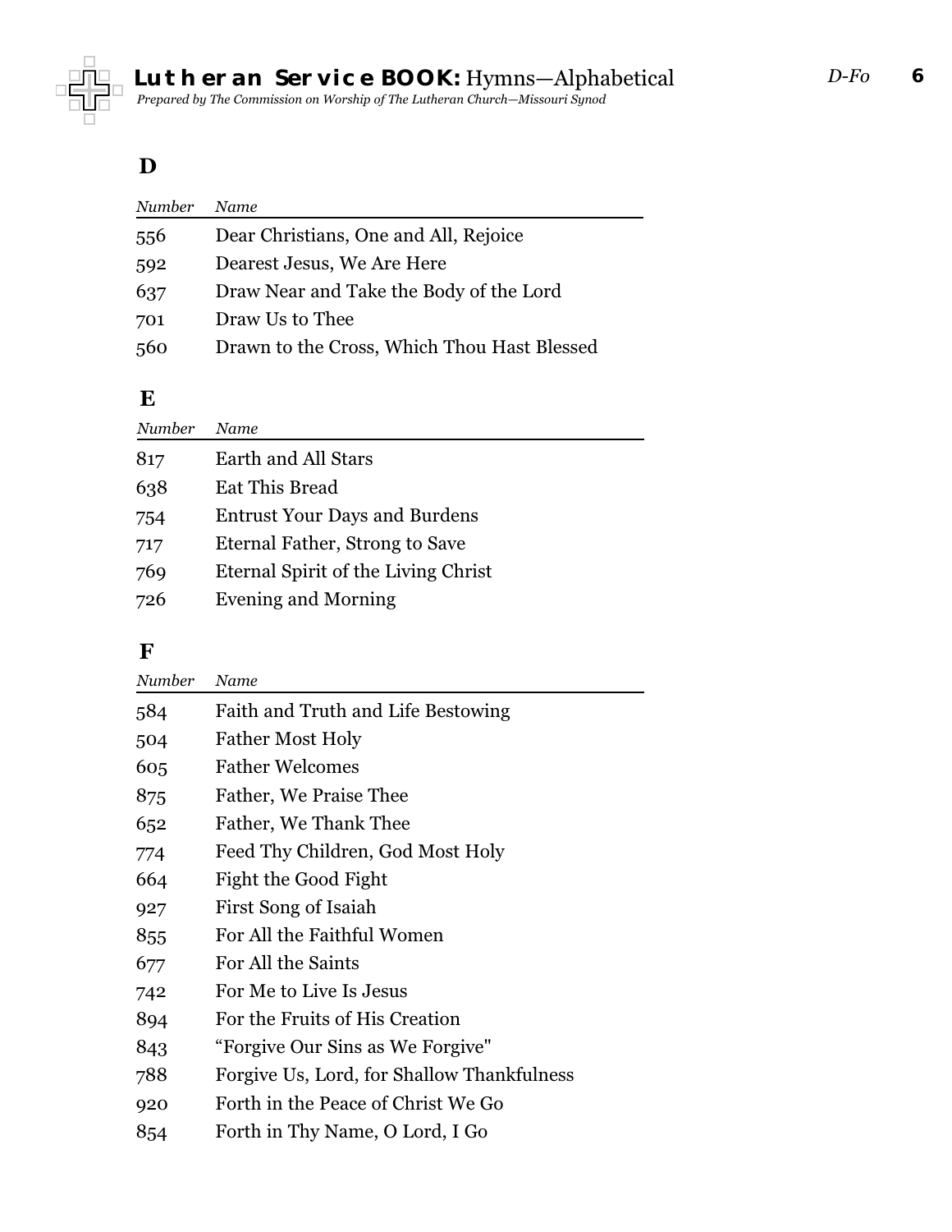## D

| *Number* | *Name* |
|---|---|
| 556 | Dear Christians, One and All, Rejoice |
| 592 | Dearest Jesus, We Are Here |
| 637 | Draw Near and Take the Body of the Lord |
| 701 | Draw Us to Thee |
| 560 | Drawn to the Cross, Which Thou Hast Blessed |

## E

| *Number* | *Name* |
|---|---|
| 817 | Earth and All Stars |
| 638 | Eat This Bread |
| 754 | Entrust Your Days and Burdens |
| 717 | Eternal Father, Strong to Save |
| 769 | Eternal Spirit of the Living Christ |
| 726 | Evening and Morning |

## F

| *Number* | *Name* |
|---|---|
| 584 | Faith and Truth and Life Bestowing |
| 504 | Father Most Holy |
| 605 | Father Welcomes |
| 875 | Father, We Praise Thee |
| 652 | Father, We Thank Thee |
| 774 | Feed Thy Children, God Most Holy |
| 664 | Fight the Good Fight |
| 927 | First Song of Isaiah |
| 855 | For All the Faithful Women |
| 677 | For All the Saints |
| 742 | For Me to Live Is Jesus |
| 894 | For the Fruits of His Creation |
| 843 | "Forgive Our Sins as We Forgive" |
| 788 | Forgive Us, Lord, for Shallow Thankfulness |
| 920 | Forth in the Peace of Christ We Go |
| 854 | Forth in Thy Name, O Lord, I Go |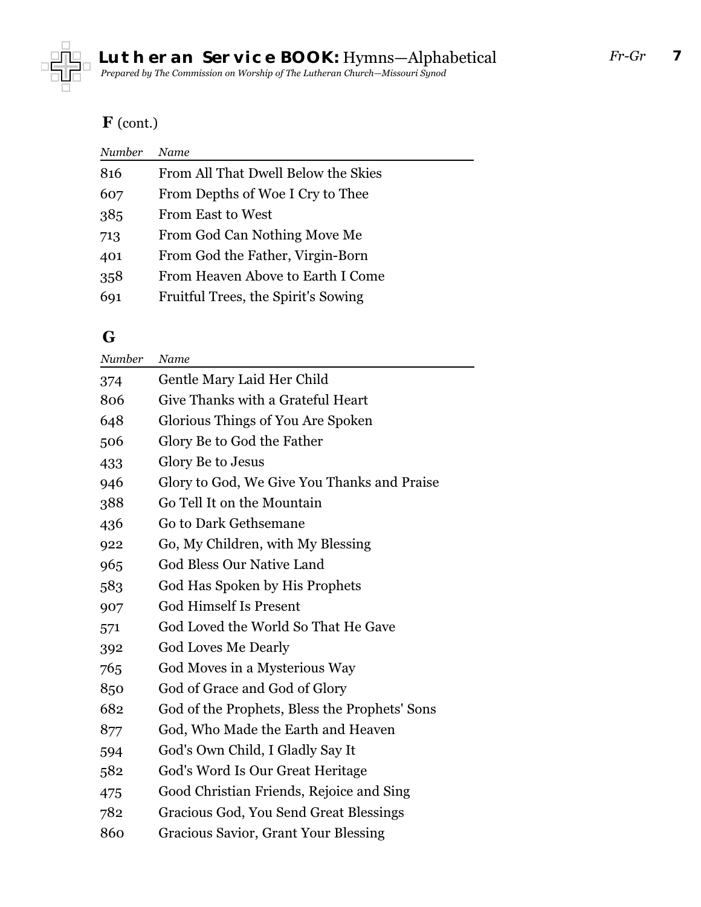## F (cont.)

| *Number* | *Name* |
|---|---|
| 816 | From All That Dwell Below the Skies |
| 607 | From Depths of Woe I Cry to Thee |
| 385 | From East to West |
| 713 | From God Can Nothing Move Me |
| 401 | From God the Father, Virgin-Born |
| 358 | From Heaven Above to Earth I Come |
| 691 | Fruitful Trees, the Spirit's Sowing |

## G

| *Number* | *Name* |
|---|---|
| 374 | Gentle Mary Laid Her Child |
| 806 | Give Thanks with a Grateful Heart |
| 648 | Glorious Things of You Are Spoken |
| 506 | Glory Be to God the Father |
| 433 | Glory Be to Jesus |
| 946 | Glory to God, We Give You Thanks and Praise |
| 388 | Go Tell It on the Mountain |
| 436 | Go to Dark Gethsemane |
| 922 | Go, My Children, with My Blessing |
| 965 | God Bless Our Native Land |
| 583 | God Has Spoken by His Prophets |
| 907 | God Himself Is Present |
| 571 | God Loved the World So That He Gave |
| 392 | God Loves Me Dearly |
| 765 | God Moves in a Mysterious Way |
| 850 | God of Grace and God of Glory |
| 682 | God of the Prophets, Bless the Prophets' Sons |
| 877 | God, Who Made the Earth and Heaven |
| 594 | God's Own Child, I Gladly Say It |
| 582 | God's Word Is Our Great Heritage |
| 475 | Good Christian Friends, Rejoice and Sing |
| 782 | Gracious God, You Send Great Blessings |
| 860 | Gracious Savior, Grant Your Blessing |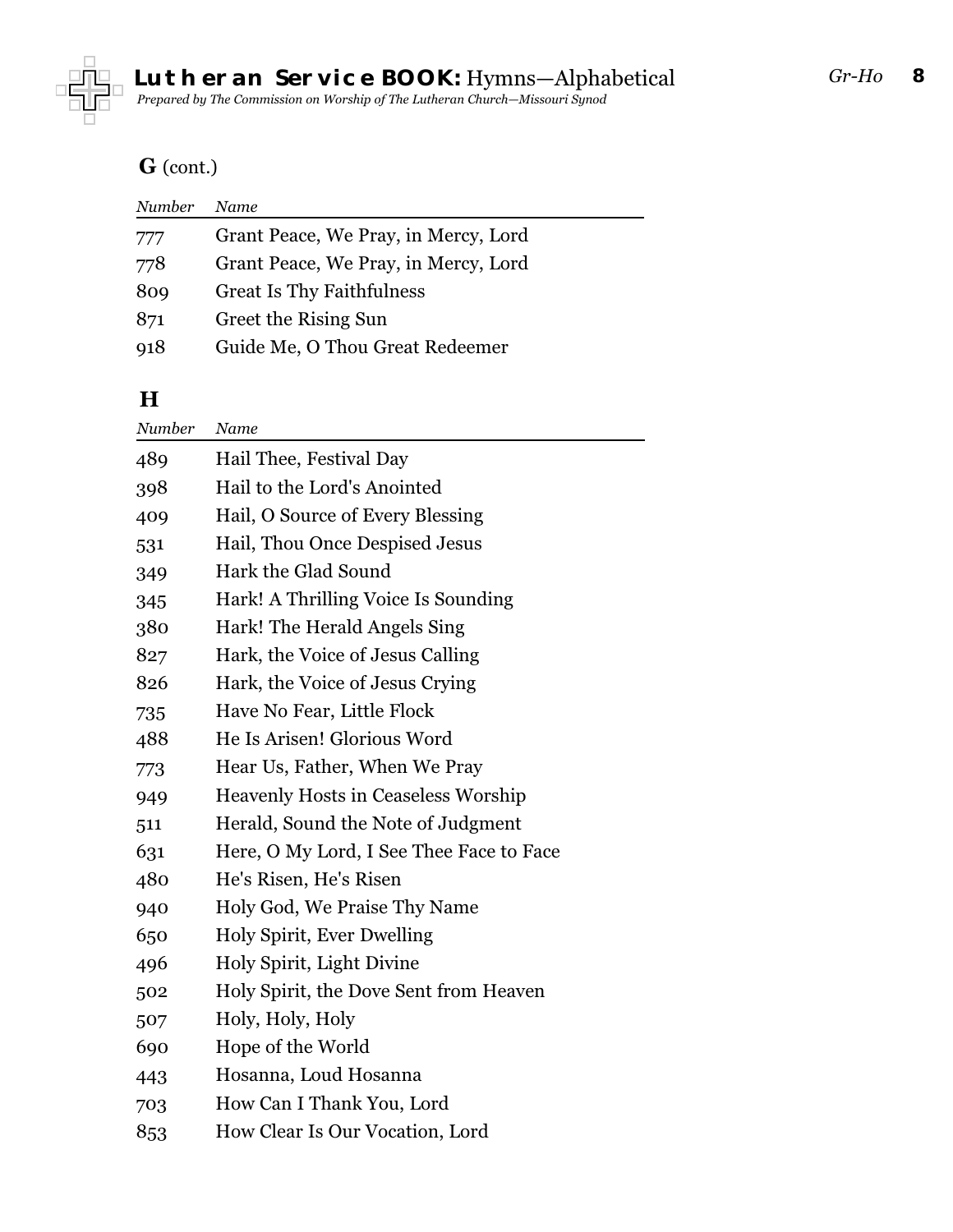## G (cont.)

| Number | Name |
|---|---|
| 777 | Grant Peace, We Pray, in Mercy, Lord |
| 778 | Grant Peace, We Pray, in Mercy, Lord |
| 809 | Great Is Thy Faithfulness |
| 871 | Greet the Rising Sun |
| 918 | Guide Me, O Thou Great Redeemer |

## H

| Number | Name |
|---|---|
| 489 | Hail Thee, Festival Day |
| 398 | Hail to the Lord's Anointed |
| 409 | Hail, O Source of Every Blessing |
| 531 | Hail, Thou Once Despised Jesus |
| 349 | Hark the Glad Sound |
| 345 | Hark! A Thrilling Voice Is Sounding |
| 380 | Hark! The Herald Angels Sing |
| 827 | Hark, the Voice of Jesus Calling |
| 826 | Hark, the Voice of Jesus Crying |
| 735 | Have No Fear, Little Flock |
| 488 | He Is Arisen! Glorious Word |
| 773 | Hear Us, Father, When We Pray |
| 949 | Heavenly Hosts in Ceaseless Worship |
| 511 | Herald, Sound the Note of Judgment |
| 631 | Here, O My Lord, I See Thee Face to Face |
| 480 | He's Risen, He's Risen |
| 940 | Holy God, We Praise Thy Name |
| 650 | Holy Spirit, Ever Dwelling |
| 496 | Holy Spirit, Light Divine |
| 502 | Holy Spirit, the Dove Sent from Heaven |
| 507 | Holy, Holy, Holy |
| 690 | Hope of the World |
| 443 | Hosanna, Loud Hosanna |
| 703 | How Can I Thank You, Lord |
| 853 | How Clear Is Our Vocation, Lord |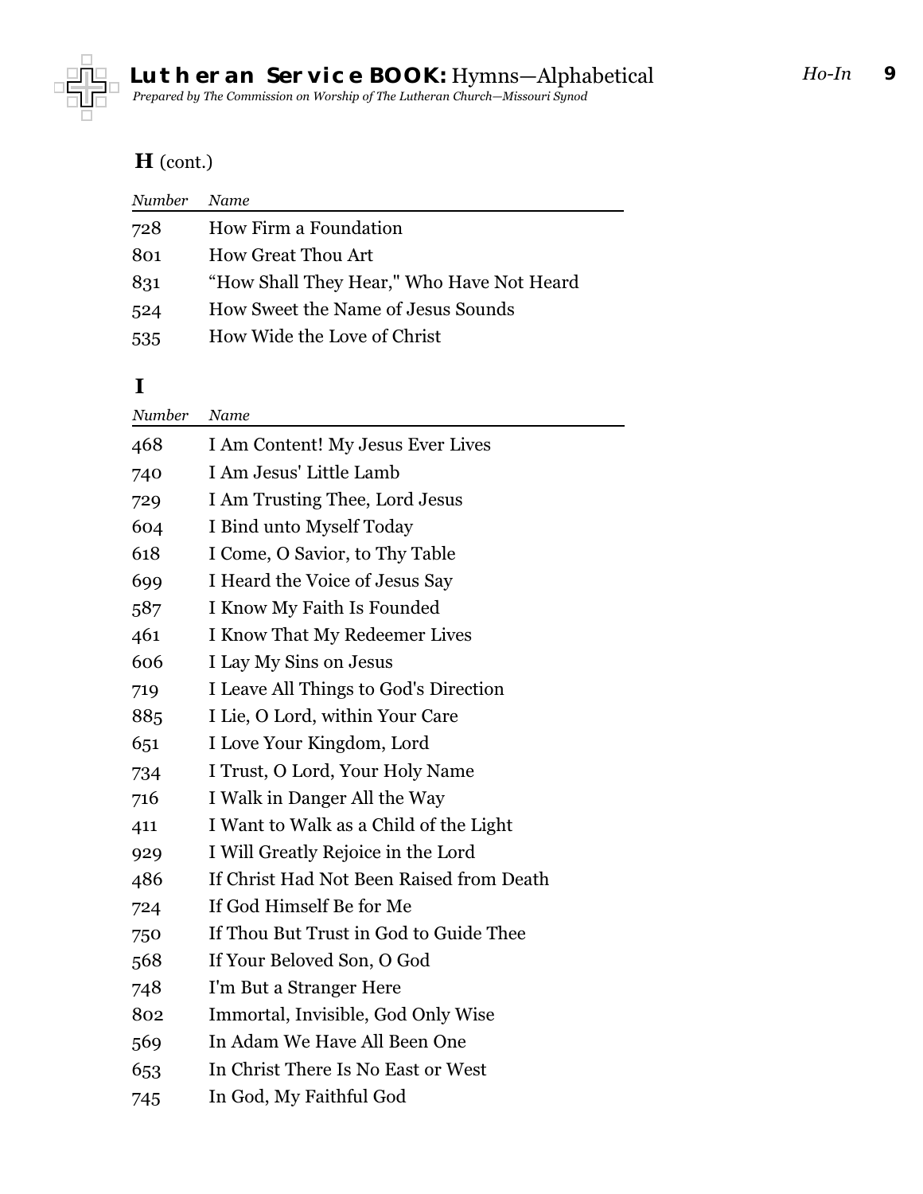## H (cont.)

| *Number* | *Name* |
|---|---|
| 728 | How Firm a Foundation |
| 801 | How Great Thou Art |
| 831 | “How Shall They Hear," Who Have Not Heard |
| 524 | How Sweet the Name of Jesus Sounds |
| 535 | How Wide the Love of Christ |

## I

| *Number* | *Name* |
|---|---|
| 468 | I Am Content! My Jesus Ever Lives |
| 740 | I Am Jesus' Little Lamb |
| 729 | I Am Trusting Thee, Lord Jesus |
| 604 | I Bind unto Myself Today |
| 618 | I Come, O Savior, to Thy Table |
| 699 | I Heard the Voice of Jesus Say |
| 587 | I Know My Faith Is Founded |
| 461 | I Know That My Redeemer Lives |
| 606 | I Lay My Sins on Jesus |
| 719 | I Leave All Things to God's Direction |
| 885 | I Lie, O Lord, within Your Care |
| 651 | I Love Your Kingdom, Lord |
| 734 | I Trust, O Lord, Your Holy Name |
| 716 | I Walk in Danger All the Way |
| 411 | I Want to Walk as a Child of the Light |
| 929 | I Will Greatly Rejoice in the Lord |
| 486 | If Christ Had Not Been Raised from Death |
| 724 | If God Himself Be for Me |
| 750 | If Thou But Trust in God to Guide Thee |
| 568 | If Your Beloved Son, O God |
| 748 | I'm But a Stranger Here |
| 802 | Immortal, Invisible, God Only Wise |
| 569 | In Adam We Have All Been One |
| 653 | In Christ There Is No East or West |
| 745 | In God, My Faithful God |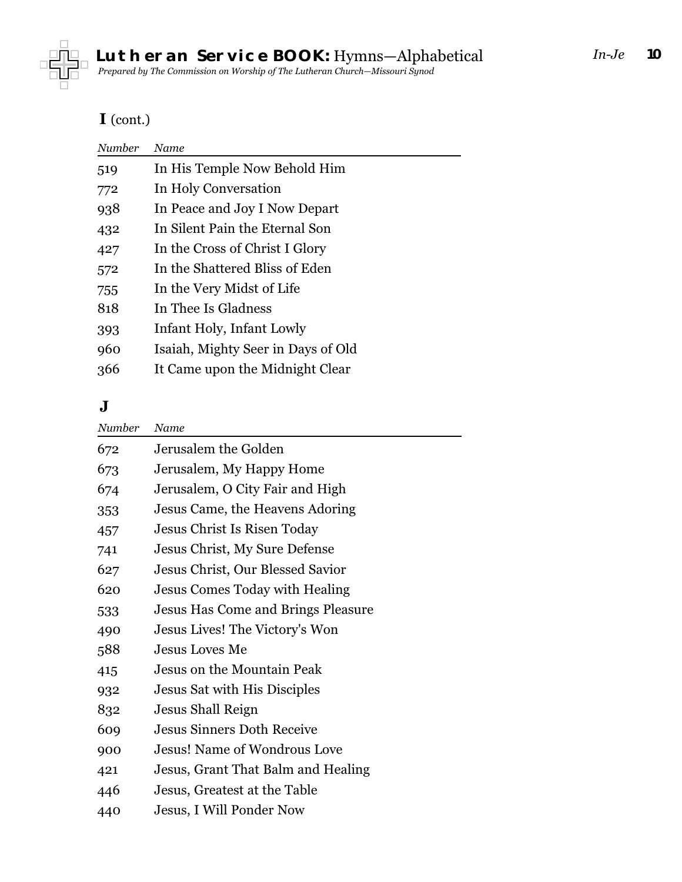## I (cont.)

| Number | Name |
|---|---|
| 519 | In His Temple Now Behold Him |
| 772 | In Holy Conversation |
| 938 | In Peace and Joy I Now Depart |
| 432 | In Silent Pain the Eternal Son |
| 427 | In the Cross of Christ I Glory |
| 572 | In the Shattered Bliss of Eden |
| 755 | In the Very Midst of Life |
| 818 | In Thee Is Gladness |
| 393 | Infant Holy, Infant Lowly |
| 960 | Isaiah, Mighty Seer in Days of Old |
| 366 | It Came upon the Midnight Clear |

## J

| Number | Name |
|---|---|
| 672 | Jerusalem the Golden |
| 673 | Jerusalem, My Happy Home |
| 674 | Jerusalem, O City Fair and High |
| 353 | Jesus Came, the Heavens Adoring |
| 457 | Jesus Christ Is Risen Today |
| 741 | Jesus Christ, My Sure Defense |
| 627 | Jesus Christ, Our Blessed Savior |
| 620 | Jesus Comes Today with Healing |
| 533 | Jesus Has Come and Brings Pleasure |
| 490 | Jesus Lives! The Victory's Won |
| 588 | Jesus Loves Me |
| 415 | Jesus on the Mountain Peak |
| 932 | Jesus Sat with His Disciples |
| 832 | Jesus Shall Reign |
| 609 | Jesus Sinners Doth Receive |
| 900 | Jesus! Name of Wondrous Love |
| 421 | Jesus, Grant That Balm and Healing |
| 446 | Jesus, Greatest at the Table |
| 440 | Jesus, I Will Ponder Now |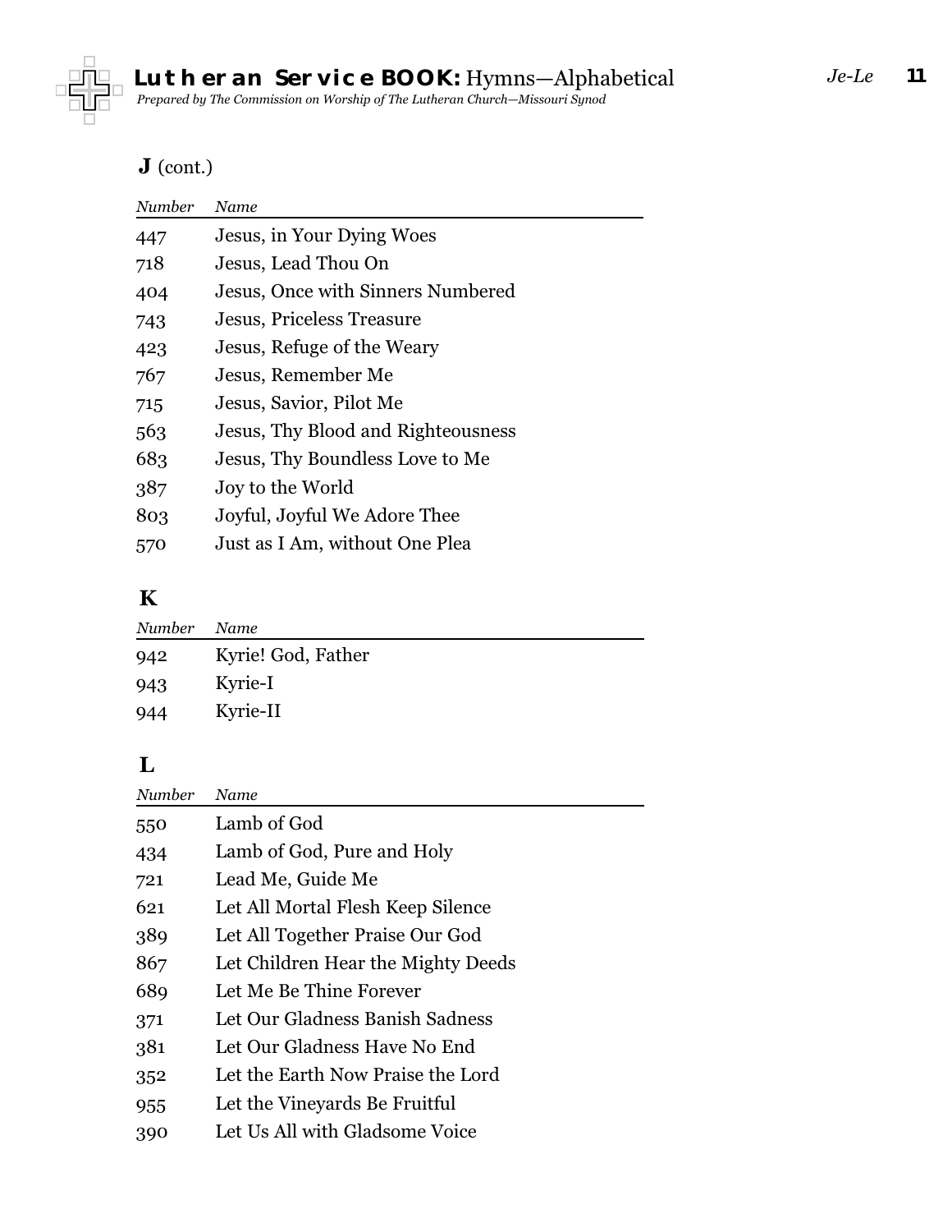## J (cont.)

| Number | Name |
|---|---|
| 447 | Jesus, in Your Dying Woes |
| 718 | Jesus, Lead Thou On |
| 404 | Jesus, Once with Sinners Numbered |
| 743 | Jesus, Priceless Treasure |
| 423 | Jesus, Refuge of the Weary |
| 767 | Jesus, Remember Me |
| 715 | Jesus, Savior, Pilot Me |
| 563 | Jesus, Thy Blood and Righteousness |
| 683 | Jesus, Thy Boundless Love to Me |
| 387 | Joy to the World |
| 803 | Joyful, Joyful We Adore Thee |
| 570 | Just as I Am, without One Plea |

## K

| Number | Name |
|---|---|
| 942 | Kyrie! God, Father |
| 943 | Kyrie-I |
| 944 | Kyrie-II |

## L

| Number | Name |
|---|---|
| 550 | Lamb of God |
| 434 | Lamb of God, Pure and Holy |
| 721 | Lead Me, Guide Me |
| 621 | Let All Mortal Flesh Keep Silence |
| 389 | Let All Together Praise Our God |
| 867 | Let Children Hear the Mighty Deeds |
| 689 | Let Me Be Thine Forever |
| 371 | Let Our Gladness Banish Sadness |
| 381 | Let Our Gladness Have No End |
| 352 | Let the Earth Now Praise the Lord |
| 955 | Let the Vineyards Be Fruitful |
| 390 | Let Us All with Gladsome Voice |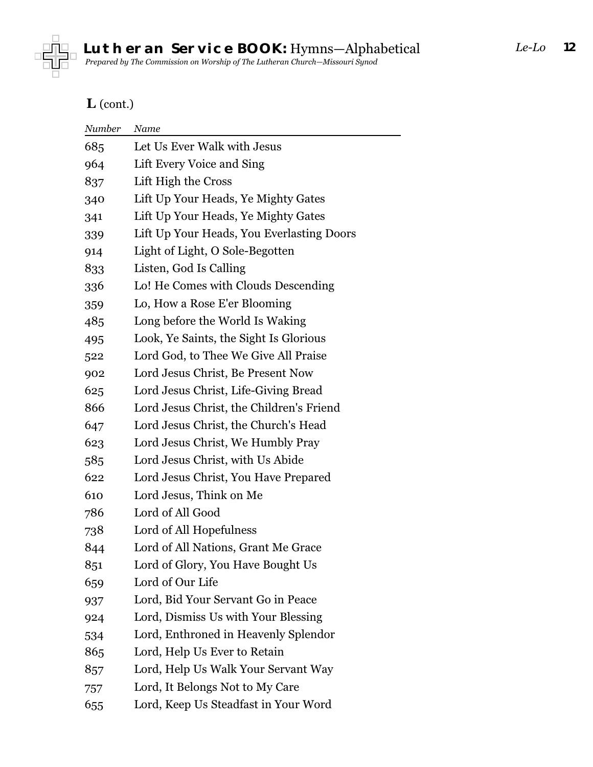## L (cont.)

| Number | Name |
|---|---|
| 685 | Let Us Ever Walk with Jesus |
| 964 | Lift Every Voice and Sing |
| 837 | Lift High the Cross |
| 340 | Lift Up Your Heads, Ye Mighty Gates |
| 341 | Lift Up Your Heads, Ye Mighty Gates |
| 339 | Lift Up Your Heads, You Everlasting Doors |
| 914 | Light of Light, O Sole-Begotten |
| 833 | Listen, God Is Calling |
| 336 | Lo! He Comes with Clouds Descending |
| 359 | Lo, How a Rose E'er Blooming |
| 485 | Long before the World Is Waking |
| 495 | Look, Ye Saints, the Sight Is Glorious |
| 522 | Lord God, to Thee We Give All Praise |
| 902 | Lord Jesus Christ, Be Present Now |
| 625 | Lord Jesus Christ, Life-Giving Bread |
| 866 | Lord Jesus Christ, the Children's Friend |
| 647 | Lord Jesus Christ, the Church's Head |
| 623 | Lord Jesus Christ, We Humbly Pray |
| 585 | Lord Jesus Christ, with Us Abide |
| 622 | Lord Jesus Christ, You Have Prepared |
| 610 | Lord Jesus, Think on Me |
| 786 | Lord of All Good |
| 738 | Lord of All Hopefulness |
| 844 | Lord of All Nations, Grant Me Grace |
| 851 | Lord of Glory, You Have Bought Us |
| 659 | Lord of Our Life |
| 937 | Lord, Bid Your Servant Go in Peace |
| 924 | Lord, Dismiss Us with Your Blessing |
| 534 | Lord, Enthroned in Heavenly Splendor |
| 865 | Lord, Help Us Ever to Retain |
| 857 | Lord, Help Us Walk Your Servant Way |
| 757 | Lord, It Belongs Not to My Care |
| 655 | Lord, Keep Us Steadfast in Your Word |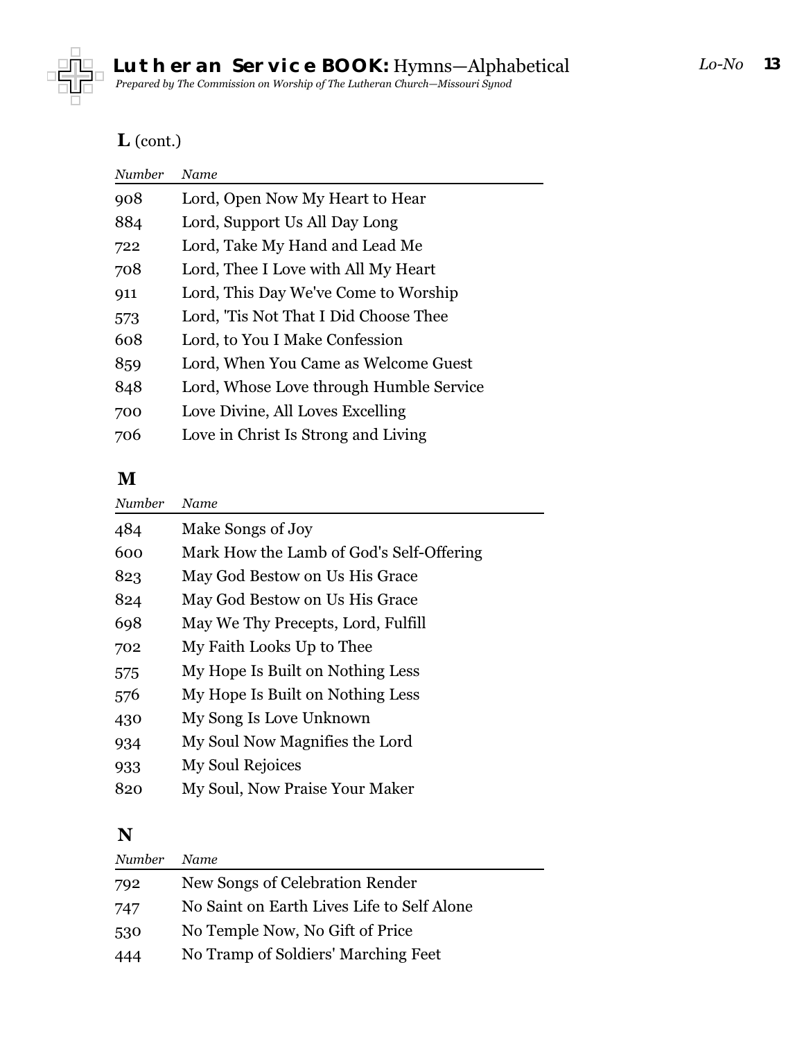## L (cont.)

| Number | Name |
|---|---|
| 908 | Lord, Open Now My Heart to Hear |
| 884 | Lord, Support Us All Day Long |
| 722 | Lord, Take My Hand and Lead Me |
| 708 | Lord, Thee I Love with All My Heart |
| 911 | Lord, This Day We've Come to Worship |
| 573 | Lord, 'Tis Not That I Did Choose Thee |
| 608 | Lord, to You I Make Confession |
| 859 | Lord, When You Came as Welcome Guest |
| 848 | Lord, Whose Love through Humble Service |
| 700 | Love Divine, All Loves Excelling |
| 706 | Love in Christ Is Strong and Living |

## M

| Number | Name |
|---|---|
| 484 | Make Songs of Joy |
| 600 | Mark How the Lamb of God's Self-Offering |
| 823 | May God Bestow on Us His Grace |
| 824 | May God Bestow on Us His Grace |
| 698 | May We Thy Precepts, Lord, Fulfill |
| 702 | My Faith Looks Up to Thee |
| 575 | My Hope Is Built on Nothing Less |
| 576 | My Hope Is Built on Nothing Less |
| 430 | My Song Is Love Unknown |
| 934 | My Soul Now Magnifies the Lord |
| 933 | My Soul Rejoices |
| 820 | My Soul, Now Praise Your Maker |

## N

| Number | Name |
|---|---|
| 792 | New Songs of Celebration Render |
| 747 | No Saint on Earth Lives Life to Self Alone |
| 530 | No Temple Now, No Gift of Price |
| 444 | No Tramp of Soldiers' Marching Feet |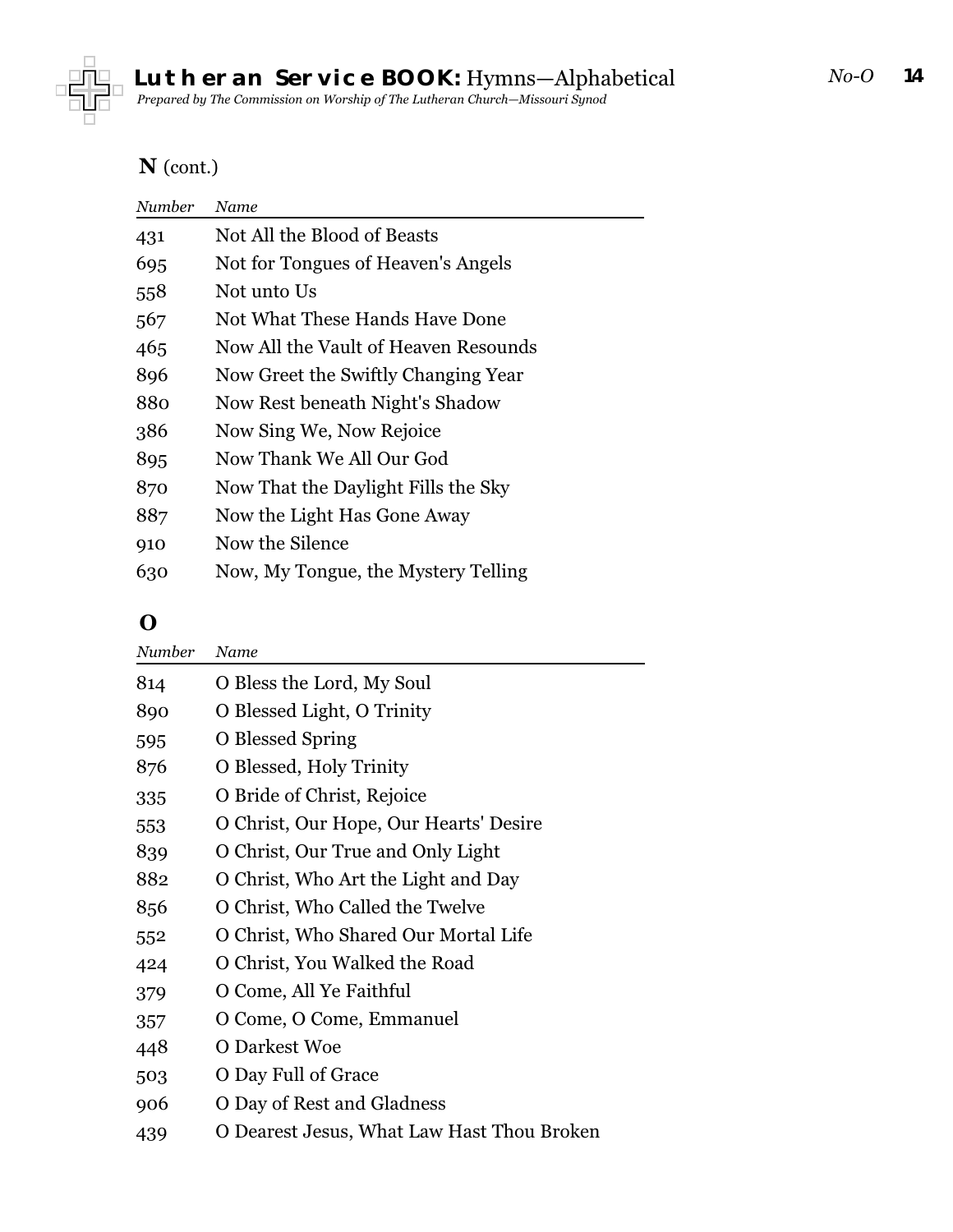## N (cont.)

| Number | Name |
|---|---|
| 431 | Not All the Blood of Beasts |
| 695 | Not for Tongues of Heaven's Angels |
| 558 | Not unto Us |
| 567 | Not What These Hands Have Done |
| 465 | Now All the Vault of Heaven Resounds |
| 896 | Now Greet the Swiftly Changing Year |
| 880 | Now Rest beneath Night's Shadow |
| 386 | Now Sing We, Now Rejoice |
| 895 | Now Thank We All Our God |
| 870 | Now That the Daylight Fills the Sky |
| 887 | Now the Light Has Gone Away |
| 910 | Now the Silence |
| 630 | Now, My Tongue, the Mystery Telling |

## O

| Number | Name |
|---|---|
| 814 | O Bless the Lord, My Soul |
| 890 | O Blessed Light, O Trinity |
| 595 | O Blessed Spring |
| 876 | O Blessed, Holy Trinity |
| 335 | O Bride of Christ, Rejoice |
| 553 | O Christ, Our Hope, Our Hearts' Desire |
| 839 | O Christ, Our True and Only Light |
| 882 | O Christ, Who Art the Light and Day |
| 856 | O Christ, Who Called the Twelve |
| 552 | O Christ, Who Shared Our Mortal Life |
| 424 | O Christ, You Walked the Road |
| 379 | O Come, All Ye Faithful |
| 357 | O Come, O Come, Emmanuel |
| 448 | O Darkest Woe |
| 503 | O Day Full of Grace |
| 906 | O Day of Rest and Gladness |
| 439 | O Dearest Jesus, What Law Hast Thou Broken |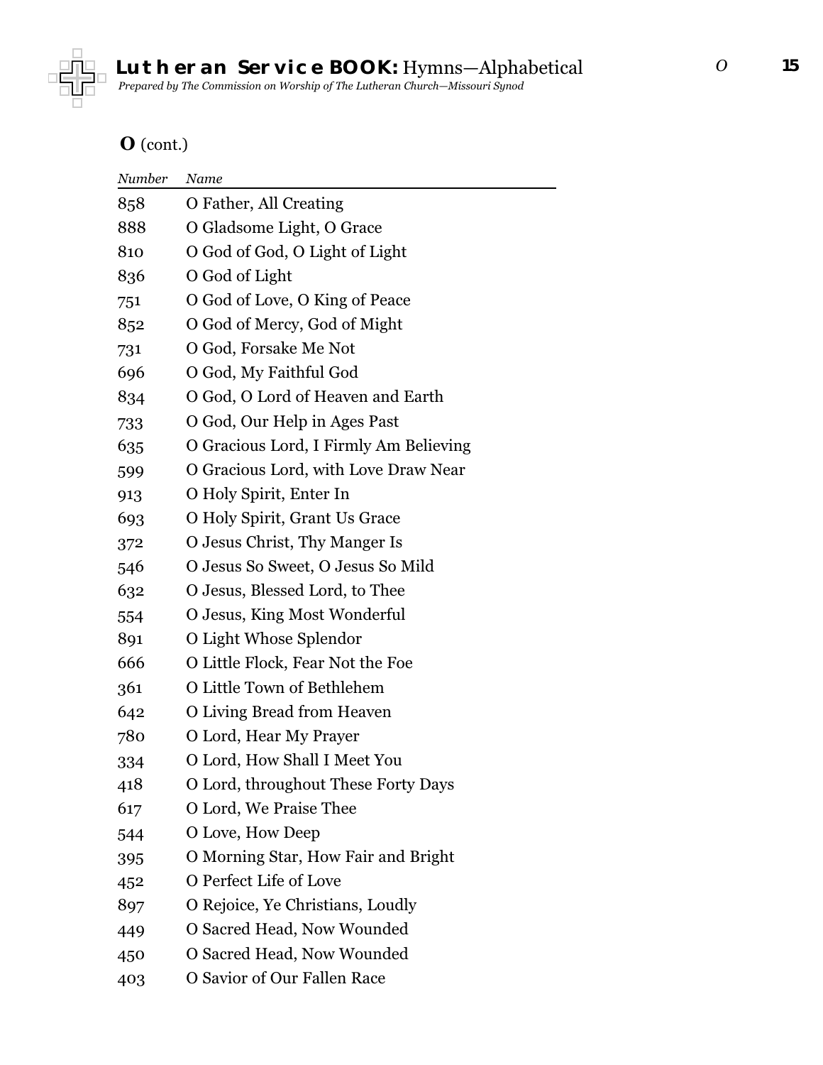## **O** (cont.)

| *Number* | *Name* |
|---|---|
| 858 | O Father, All Creating |
| 888 | O Gladsome Light, O Grace |
| 810 | O God of God, O Light of Light |
| 836 | O God of Light |
| 751 | O God of Love, O King of Peace |
| 852 | O God of Mercy, God of Might |
| 731 | O God, Forsake Me Not |
| 696 | O God, My Faithful God |
| 834 | O God, O Lord of Heaven and Earth |
| 733 | O God, Our Help in Ages Past |
| 635 | O Gracious Lord, I Firmly Am Believing |
| 599 | O Gracious Lord, with Love Draw Near |
| 913 | O Holy Spirit, Enter In |
| 693 | O Holy Spirit, Grant Us Grace |
| 372 | O Jesus Christ, Thy Manger Is |
| 546 | O Jesus So Sweet, O Jesus So Mild |
| 632 | O Jesus, Blessed Lord, to Thee |
| 554 | O Jesus, King Most Wonderful |
| 891 | O Light Whose Splendor |
| 666 | O Little Flock, Fear Not the Foe |
| 361 | O Little Town of Bethlehem |
| 642 | O Living Bread from Heaven |
| 780 | O Lord, Hear My Prayer |
| 334 | O Lord, How Shall I Meet You |
| 418 | O Lord, throughout These Forty Days |
| 617 | O Lord, We Praise Thee |
| 544 | O Love, How Deep |
| 395 | O Morning Star, How Fair and Bright |
| 452 | O Perfect Life of Love |
| 897 | O Rejoice, Ye Christians, Loudly |
| 449 | O Sacred Head, Now Wounded |
| 450 | O Sacred Head, Now Wounded |
| 403 | O Savior of Our Fallen Race |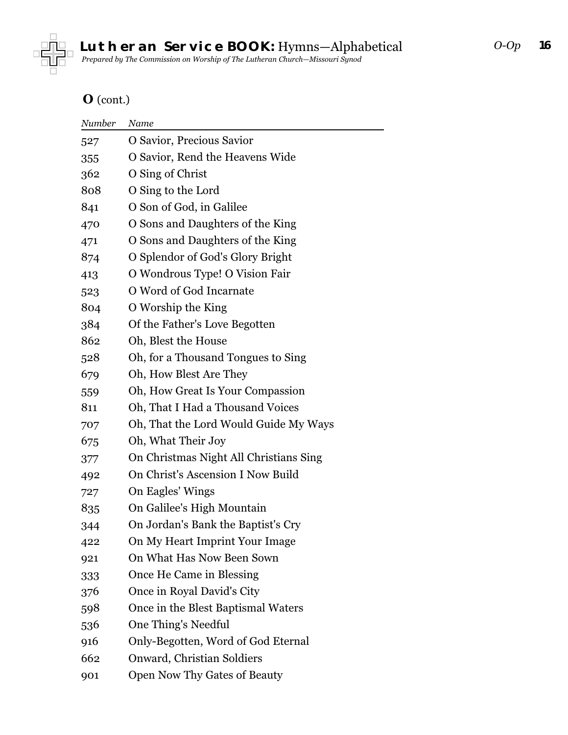## O (cont.)

| Number | Name |
|---|---|
| 527 | O Savior, Precious Savior |
| 355 | O Savior, Rend the Heavens Wide |
| 362 | O Sing of Christ |
| 808 | O Sing to the Lord |
| 841 | O Son of God, in Galilee |
| 470 | O Sons and Daughters of the King |
| 471 | O Sons and Daughters of the King |
| 874 | O Splendor of God's Glory Bright |
| 413 | O Wondrous Type! O Vision Fair |
| 523 | O Word of God Incarnate |
| 804 | O Worship the King |
| 384 | Of the Father's Love Begotten |
| 862 | Oh, Blest the House |
| 528 | Oh, for a Thousand Tongues to Sing |
| 679 | Oh, How Blest Are They |
| 559 | Oh, How Great Is Your Compassion |
| 811 | Oh, That I Had a Thousand Voices |
| 707 | Oh, That the Lord Would Guide My Ways |
| 675 | Oh, What Their Joy |
| 377 | On Christmas Night All Christians Sing |
| 492 | On Christ's Ascension I Now Build |
| 727 | On Eagles' Wings |
| 835 | On Galilee's High Mountain |
| 344 | On Jordan's Bank the Baptist's Cry |
| 422 | On My Heart Imprint Your Image |
| 921 | On What Has Now Been Sown |
| 333 | Once He Came in Blessing |
| 376 | Once in Royal David's City |
| 598 | Once in the Blest Baptismal Waters |
| 536 | One Thing's Needful |
| 916 | Only-Begotten, Word of God Eternal |
| 662 | Onward, Christian Soldiers |
| 901 | Open Now Thy Gates of Beauty |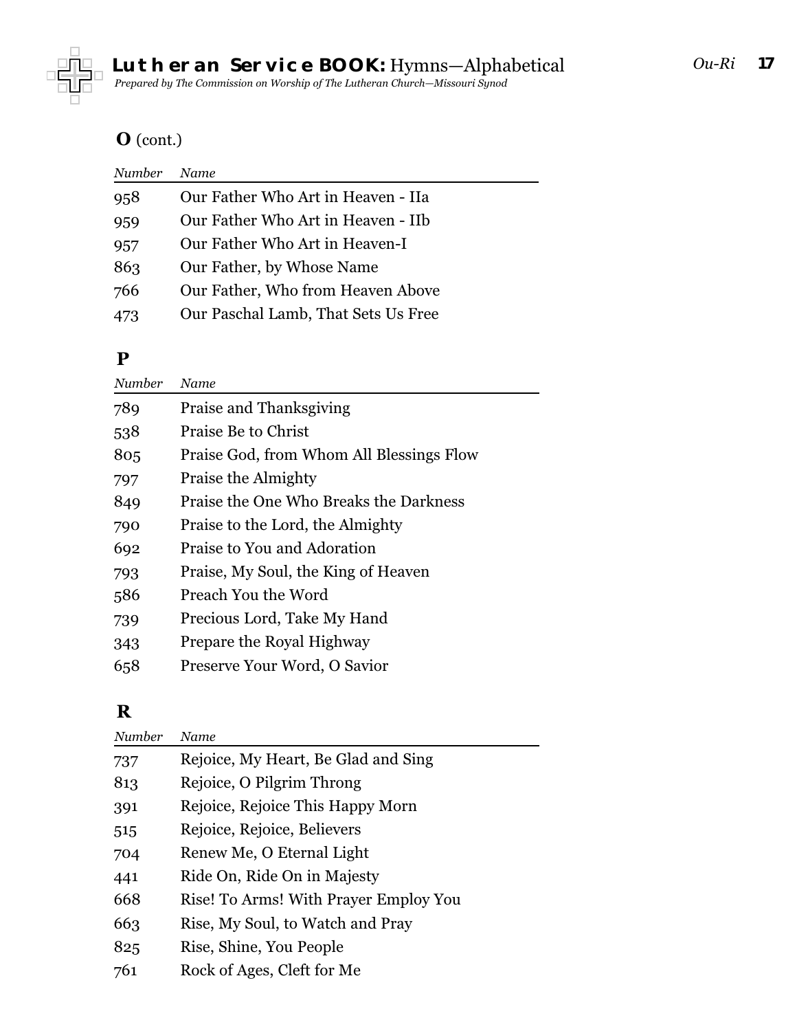## O (cont.)

| *Number* | *Name* |
|---|---|
| 958 | Our Father Who Art in Heaven - IIa |
| 959 | Our Father Who Art in Heaven - IIb |
| 957 | Our Father Who Art in Heaven-I |
| 863 | Our Father, by Whose Name |
| 766 | Our Father, Who from Heaven Above |
| 473 | Our Paschal Lamb, That Sets Us Free |

## P

| *Number* | *Name* |
|---|---|
| 789 | Praise and Thanksgiving |
| 538 | Praise Be to Christ |
| 805 | Praise God, from Whom All Blessings Flow |
| 797 | Praise the Almighty |
| 849 | Praise the One Who Breaks the Darkness |
| 790 | Praise to the Lord, the Almighty |
| 692 | Praise to You and Adoration |
| 793 | Praise, My Soul, the King of Heaven |
| 586 | Preach You the Word |
| 739 | Precious Lord, Take My Hand |
| 343 | Prepare the Royal Highway |
| 658 | Preserve Your Word, O Savior |

## R

| *Number* | *Name* |
|---|---|
| 737 | Rejoice, My Heart, Be Glad and Sing |
| 813 | Rejoice, O Pilgrim Throng |
| 391 | Rejoice, Rejoice This Happy Morn |
| 515 | Rejoice, Rejoice, Believers |
| 704 | Renew Me, O Eternal Light |
| 441 | Ride On, Ride On in Majesty |
| 668 | Rise! To Arms! With Prayer Employ You |
| 663 | Rise, My Soul, to Watch and Pray |
| 825 | Rise, Shine, You People |
| 761 | Rock of Ages, Cleft for Me |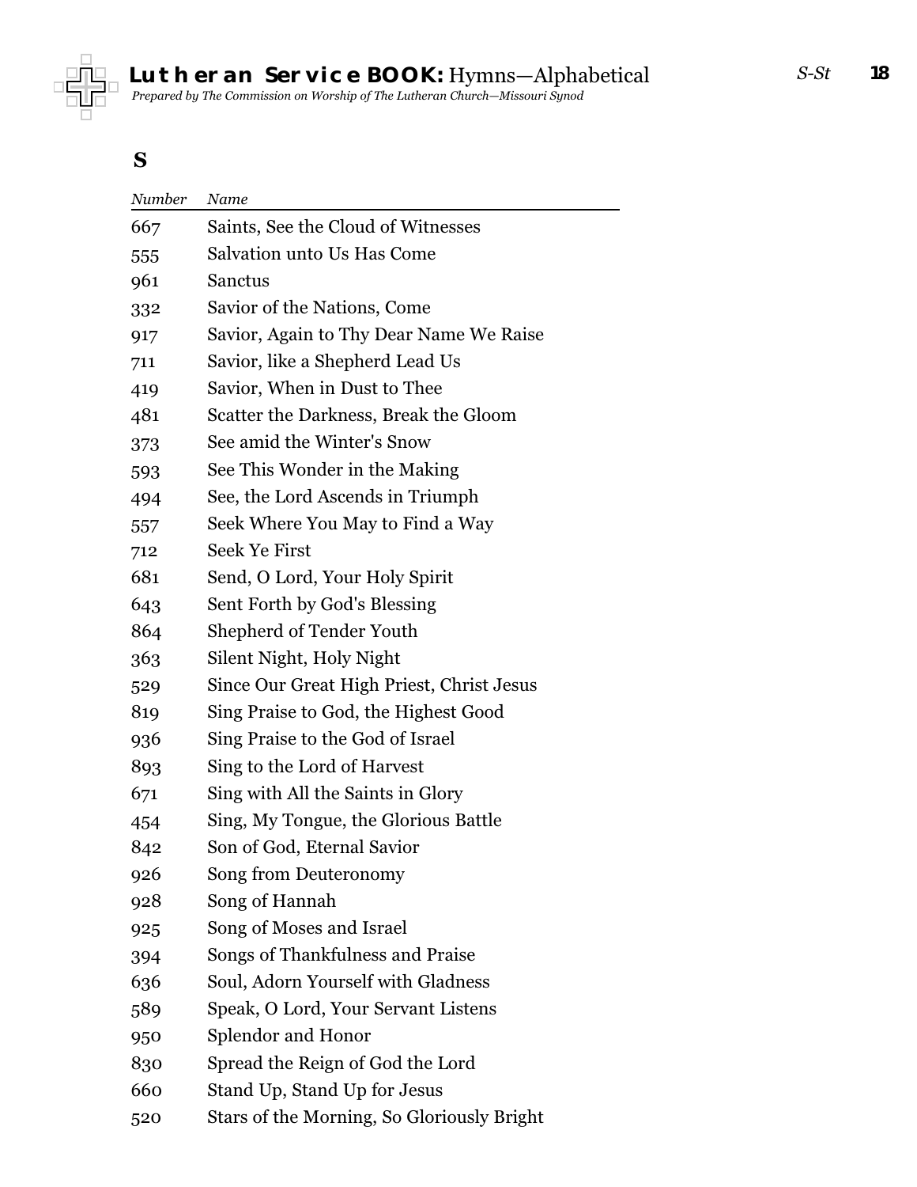## S

| Number | Name |
|---|---|
| 667 | Saints, See the Cloud of Witnesses |
| 555 | Salvation unto Us Has Come |
| 961 | Sanctus |
| 332 | Savior of the Nations, Come |
| 917 | Savior, Again to Thy Dear Name We Raise |
| 711 | Savior, like a Shepherd Lead Us |
| 419 | Savior, When in Dust to Thee |
| 481 | Scatter the Darkness, Break the Gloom |
| 373 | See amid the Winter's Snow |
| 593 | See This Wonder in the Making |
| 494 | See, the Lord Ascends in Triumph |
| 557 | Seek Where You May to Find a Way |
| 712 | Seek Ye First |
| 681 | Send, O Lord, Your Holy Spirit |
| 643 | Sent Forth by God's Blessing |
| 864 | Shepherd of Tender Youth |
| 363 | Silent Night, Holy Night |
| 529 | Since Our Great High Priest, Christ Jesus |
| 819 | Sing Praise to God, the Highest Good |
| 936 | Sing Praise to the God of Israel |
| 893 | Sing to the Lord of Harvest |
| 671 | Sing with All the Saints in Glory |
| 454 | Sing, My Tongue, the Glorious Battle |
| 842 | Son of God, Eternal Savior |
| 926 | Song from Deuteronomy |
| 928 | Song of Hannah |
| 925 | Song of Moses and Israel |
| 394 | Songs of Thankfulness and Praise |
| 636 | Soul, Adorn Yourself with Gladness |
| 589 | Speak, O Lord, Your Servant Listens |
| 950 | Splendor and Honor |
| 830 | Spread the Reign of God the Lord |
| 660 | Stand Up, Stand Up for Jesus |
| 520 | Stars of the Morning, So Gloriously Bright |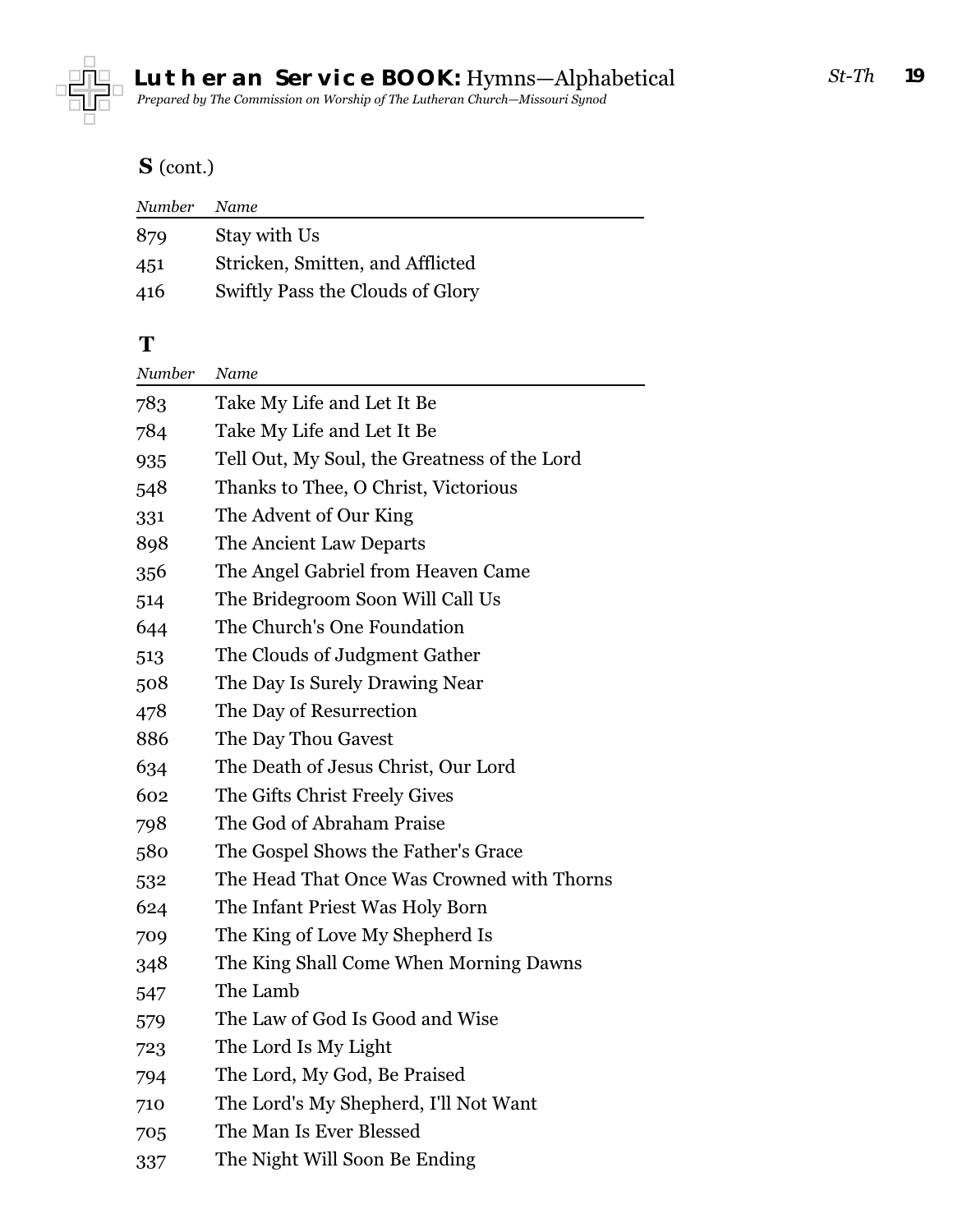## S (cont.)

| Number | Name |
|---|---|
| 879 | Stay with Us |
| 451 | Stricken, Smitten, and Afflicted |
| 416 | Swiftly Pass the Clouds of Glory |

## T

| Number | Name |
|---|---|
| 783 | Take My Life and Let It Be |
| 784 | Take My Life and Let It Be |
| 935 | Tell Out, My Soul, the Greatness of the Lord |
| 548 | Thanks to Thee, O Christ, Victorious |
| 331 | The Advent of Our King |
| 898 | The Ancient Law Departs |
| 356 | The Angel Gabriel from Heaven Came |
| 514 | The Bridegroom Soon Will Call Us |
| 644 | The Church's One Foundation |
| 513 | The Clouds of Judgment Gather |
| 508 | The Day Is Surely Drawing Near |
| 478 | The Day of Resurrection |
| 886 | The Day Thou Gavest |
| 634 | The Death of Jesus Christ, Our Lord |
| 602 | The Gifts Christ Freely Gives |
| 798 | The God of Abraham Praise |
| 580 | The Gospel Shows the Father's Grace |
| 532 | The Head That Once Was Crowned with Thorns |
| 624 | The Infant Priest Was Holy Born |
| 709 | The King of Love My Shepherd Is |
| 348 | The King Shall Come When Morning Dawns |
| 547 | The Lamb |
| 579 | The Law of God Is Good and Wise |
| 723 | The Lord Is My Light |
| 794 | The Lord, My God, Be Praised |
| 710 | The Lord's My Shepherd, I'll Not Want |
| 705 | The Man Is Ever Blessed |
| 337 | The Night Will Soon Be Ending |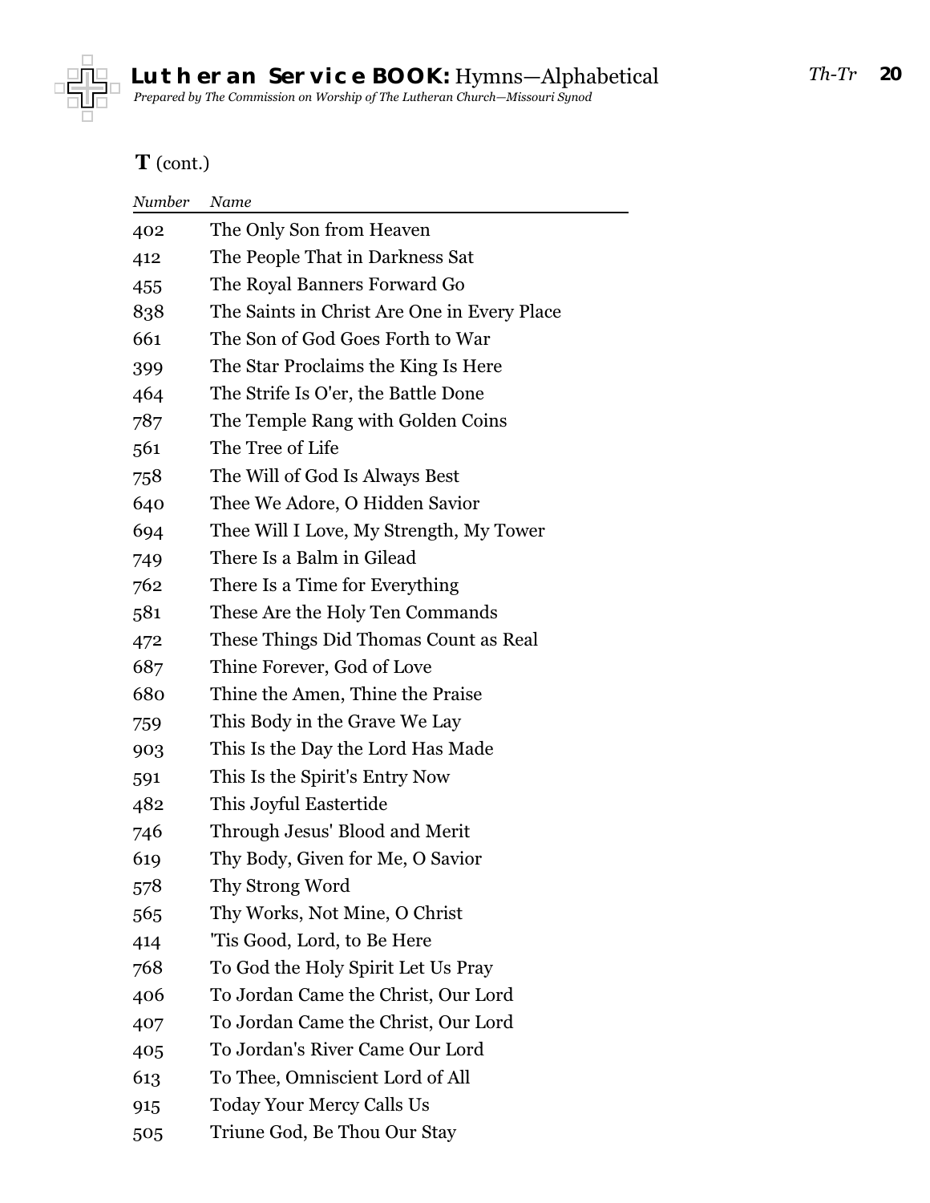## T (cont.)

| Number | Name |
| --- | --- |
| 402 | The Only Son from Heaven |
| 412 | The People That in Darkness Sat |
| 455 | The Royal Banners Forward Go |
| 838 | The Saints in Christ Are One in Every Place |
| 661 | The Son of God Goes Forth to War |
| 399 | The Star Proclaims the King Is Here |
| 464 | The Strife Is O'er, the Battle Done |
| 787 | The Temple Rang with Golden Coins |
| 561 | The Tree of Life |
| 758 | The Will of God Is Always Best |
| 640 | Thee We Adore, O Hidden Savior |
| 694 | Thee Will I Love, My Strength, My Tower |
| 749 | There Is a Balm in Gilead |
| 762 | There Is a Time for Everything |
| 581 | These Are the Holy Ten Commands |
| 472 | These Things Did Thomas Count as Real |
| 687 | Thine Forever, God of Love |
| 680 | Thine the Amen, Thine the Praise |
| 759 | This Body in the Grave We Lay |
| 903 | This Is the Day the Lord Has Made |
| 591 | This Is the Spirit's Entry Now |
| 482 | This Joyful Eastertide |
| 746 | Through Jesus' Blood and Merit |
| 619 | Thy Body, Given for Me, O Savior |
| 578 | Thy Strong Word |
| 565 | Thy Works, Not Mine, O Christ |
| 414 | 'Tis Good, Lord, to Be Here |
| 768 | To God the Holy Spirit Let Us Pray |
| 406 | To Jordan Came the Christ, Our Lord |
| 407 | To Jordan Came the Christ, Our Lord |
| 405 | To Jordan's River Came Our Lord |
| 613 | To Thee, Omniscient Lord of All |
| 915 | Today Your Mercy Calls Us |
| 505 | Triune God, Be Thou Our Stay |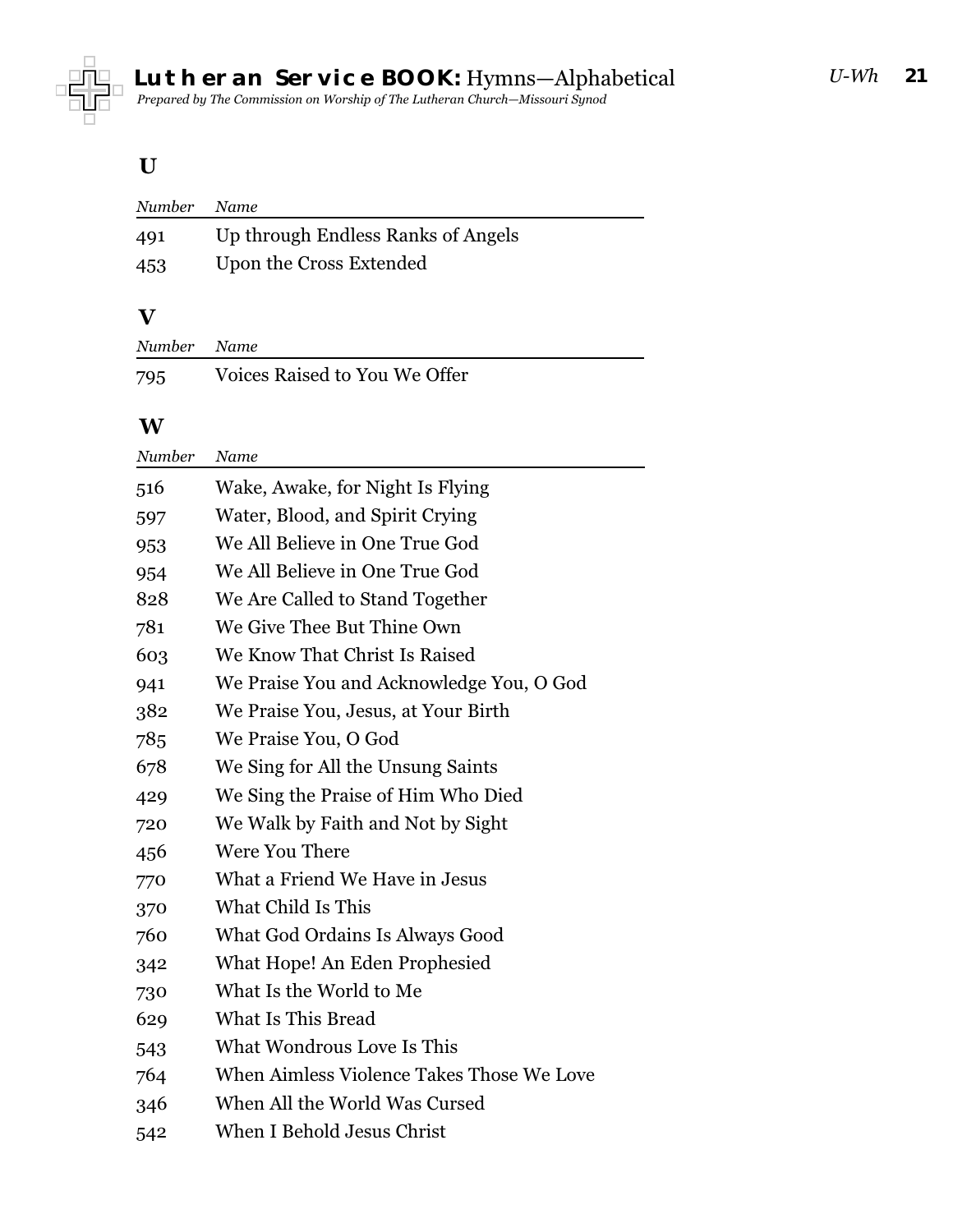## U

| Number | Name |
|---|---|
| 491 | Up through Endless Ranks of Angels |
| 453 | Upon the Cross Extended |

## V

| Number | Name |
|---|---|
| 795 | Voices Raised to You We Offer |

## W

| Number | Name |
|---|---|
| 516 | Wake, Awake, for Night Is Flying |
| 597 | Water, Blood, and Spirit Crying |
| 953 | We All Believe in One True God |
| 954 | We All Believe in One True God |
| 828 | We Are Called to Stand Together |
| 781 | We Give Thee But Thine Own |
| 603 | We Know That Christ Is Raised |
| 941 | We Praise You and Acknowledge You, O God |
| 382 | We Praise You, Jesus, at Your Birth |
| 785 | We Praise You, O God |
| 678 | We Sing for All the Unsung Saints |
| 429 | We Sing the Praise of Him Who Died |
| 720 | We Walk by Faith and Not by Sight |
| 456 | Were You There |
| 770 | What a Friend We Have in Jesus |
| 370 | What Child Is This |
| 760 | What God Ordains Is Always Good |
| 342 | What Hope! An Eden Prophesied |
| 730 | What Is the World to Me |
| 629 | What Is This Bread |
| 543 | What Wondrous Love Is This |
| 764 | When Aimless Violence Takes Those We Love |
| 346 | When All the World Was Cursed |
| 542 | When I Behold Jesus Christ |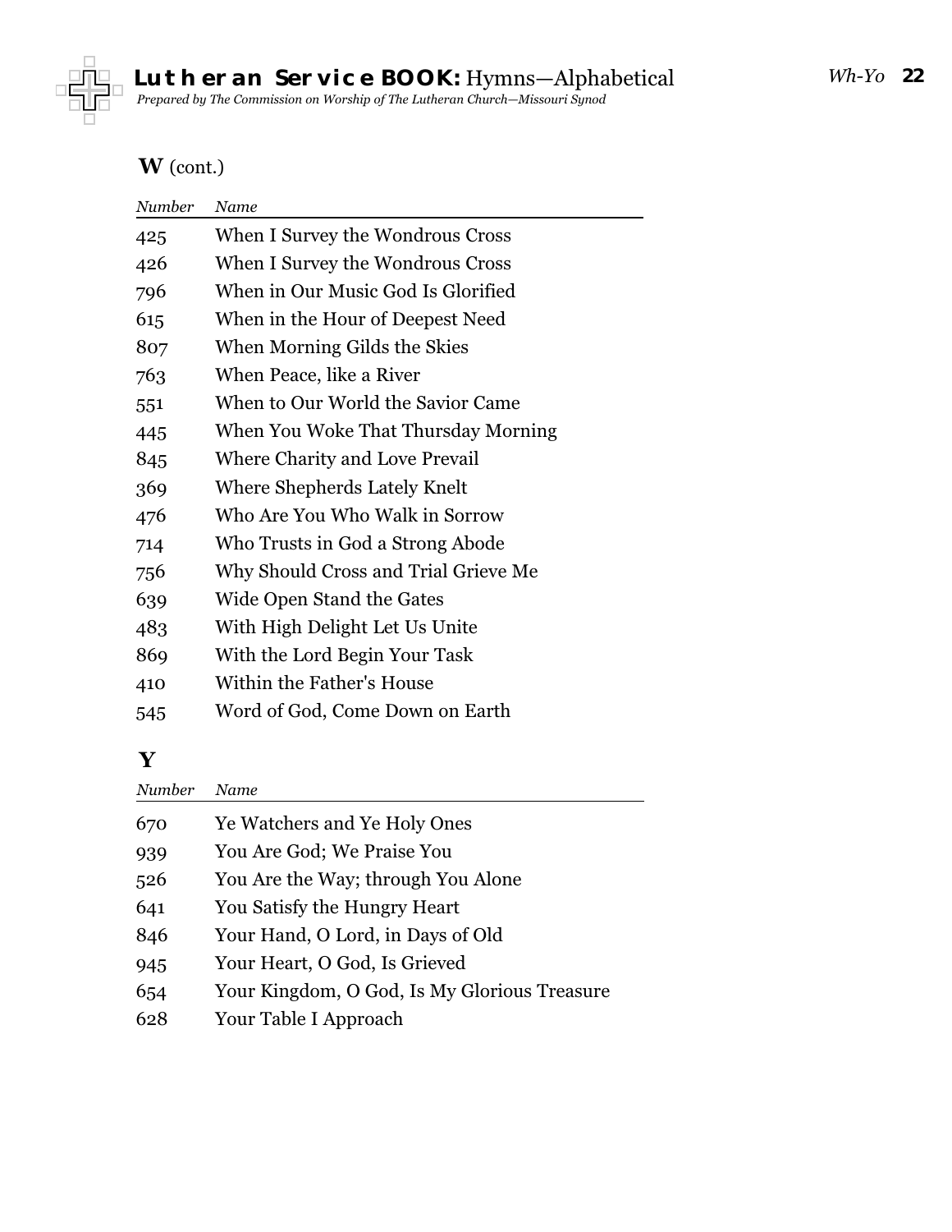## W (cont.)

| Number | Name |
|---|---|
| 425 | When I Survey the Wondrous Cross |
| 426 | When I Survey the Wondrous Cross |
| 796 | When in Our Music God Is Glorified |
| 615 | When in the Hour of Deepest Need |
| 807 | When Morning Gilds the Skies |
| 763 | When Peace, like a River |
| 551 | When to Our World the Savior Came |
| 445 | When You Woke That Thursday Morning |
| 845 | Where Charity and Love Prevail |
| 369 | Where Shepherds Lately Knelt |
| 476 | Who Are You Who Walk in Sorrow |
| 714 | Who Trusts in God a Strong Abode |
| 756 | Why Should Cross and Trial Grieve Me |
| 639 | Wide Open Stand the Gates |
| 483 | With High Delight Let Us Unite |
| 869 | With the Lord Begin Your Task |
| 410 | Within the Father's House |
| 545 | Word of God, Come Down on Earth |

## Y

| Number | Name |
|---|---|
| 670 | Ye Watchers and Ye Holy Ones |
| 939 | You Are God; We Praise You |
| 526 | You Are the Way; through You Alone |
| 641 | You Satisfy the Hungry Heart |
| 846 | Your Hand, O Lord, in Days of Old |
| 945 | Your Heart, O God, Is Grieved |
| 654 | Your Kingdom, O God, Is My Glorious Treasure |
| 628 | Your Table I Approach |